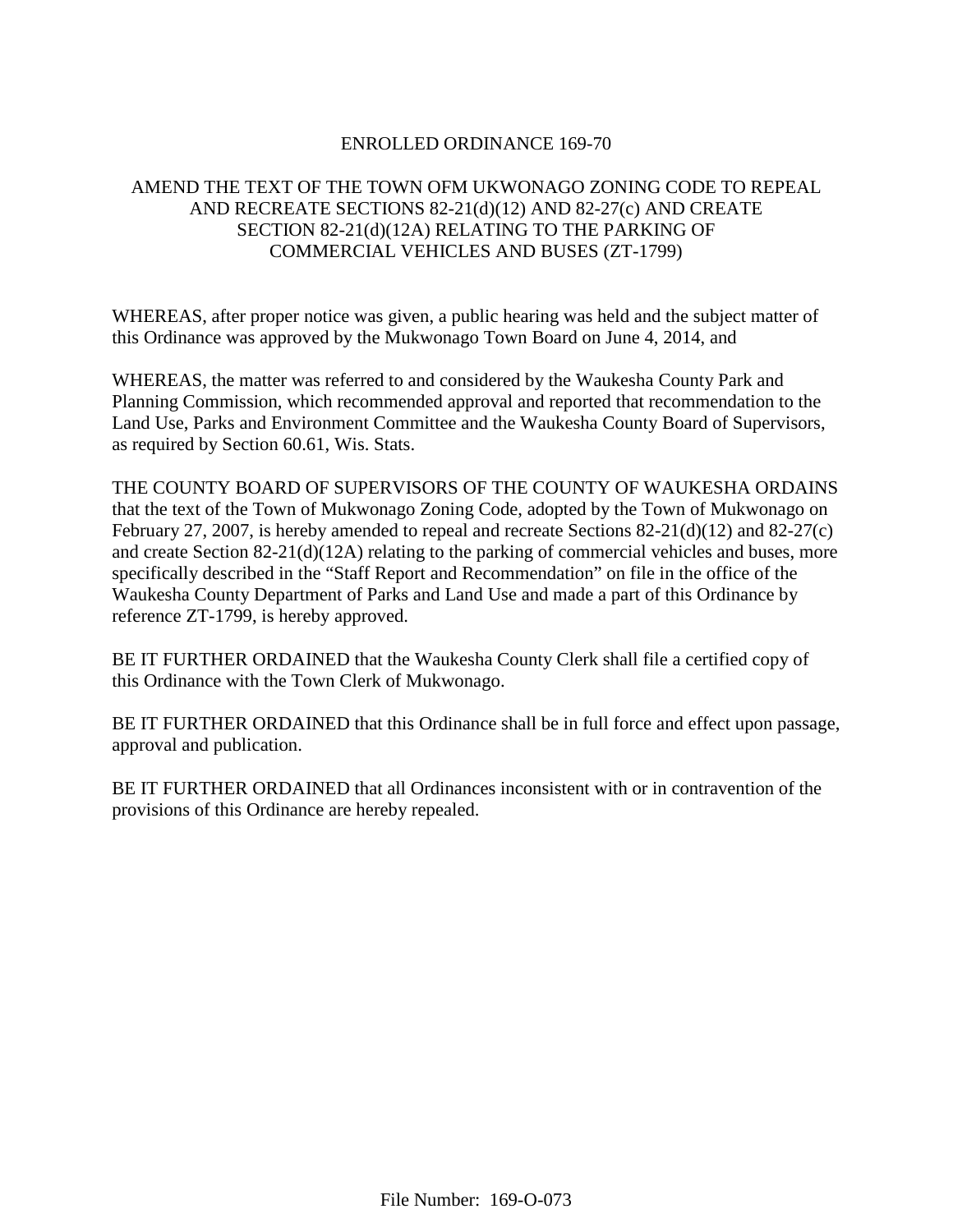# ENROLLED ORDINANCE 169-70

## AMEND THE TEXT OF THE TOWN OFM UKWONAGO ZONING CODE TO REPEAL AND RECREATE SECTIONS 82-21(d)(12) AND 82-27(c) AND CREATE SECTION 82-21(d)(12A) RELATING TO THE PARKING OF COMMERCIAL VEHICLES AND BUSES (ZT-1799)

WHEREAS, after proper notice was given, a public hearing was held and the subject matter of this Ordinance was approved by the Mukwonago Town Board on June 4, 2014, and

WHEREAS, the matter was referred to and considered by the Waukesha County Park and Planning Commission, which recommended approval and reported that recommendation to the Land Use, Parks and Environment Committee and the Waukesha County Board of Supervisors, as required by Section 60.61, Wis. Stats.

THE COUNTY BOARD OF SUPERVISORS OF THE COUNTY OF WAUKESHA ORDAINS that the text of the Town of Mukwonago Zoning Code, adopted by the Town of Mukwonago on February 27, 2007, is hereby amended to repeal and recreate Sections 82-21(d)(12) and 82-27(c) and create Section 82-21(d)(12A) relating to the parking of commercial vehicles and buses, more specifically described in the "Staff Report and Recommendation" on file in the office of the Waukesha County Department of Parks and Land Use and made a part of this Ordinance by reference ZT-1799, is hereby approved.

BE IT FURTHER ORDAINED that the Waukesha County Clerk shall file a certified copy of this Ordinance with the Town Clerk of Mukwonago.

BE IT FURTHER ORDAINED that this Ordinance shall be in full force and effect upon passage, approval and publication.

BE IT FURTHER ORDAINED that all Ordinances inconsistent with or in contravention of the provisions of this Ordinance are hereby repealed.

File Number: 169-O-073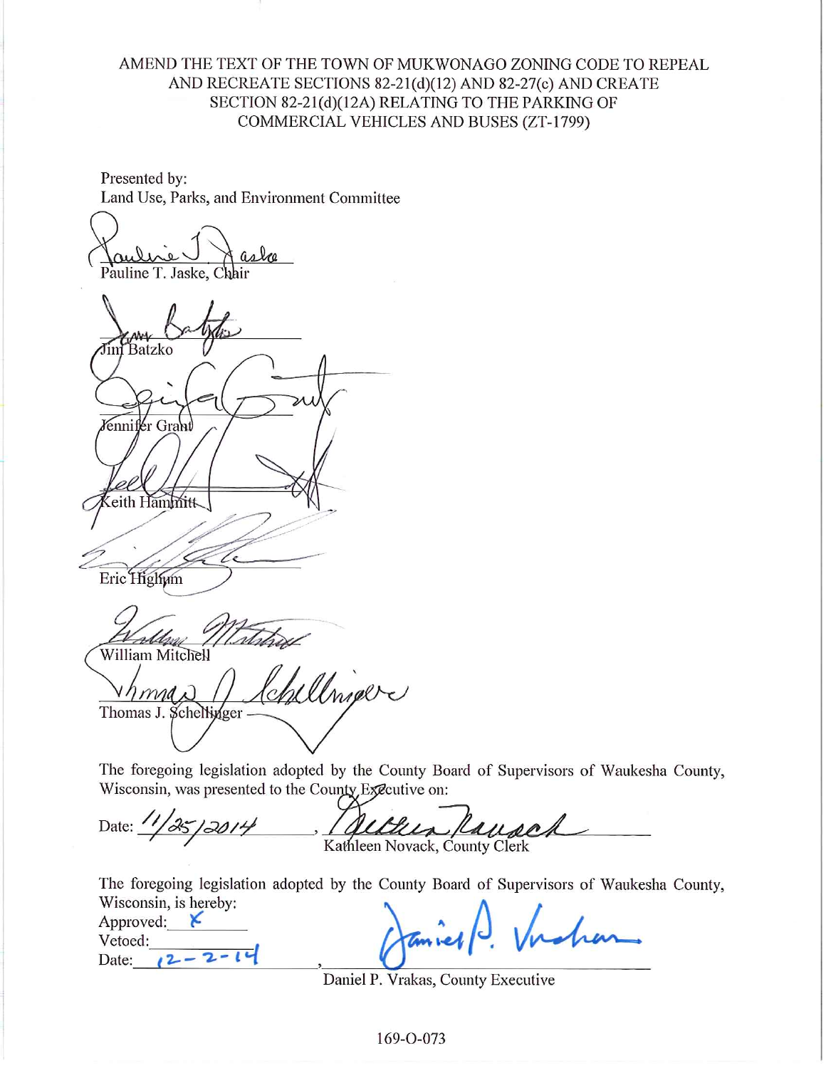AMEND THE TEXT OF THE TOWN OF MUKWONAGO ZONING CODE TO REPEAL AND RECREATE SECTIONS 82-21(d)(12) AND 82-27(c) AND CREATE SECTION 82-21(d)(12A) RELATING TO THE PARKING OF COMMERCIAL VEHICLES AND BUSES (ZT-1799)

Presented by:
Land Use, Parks, and Environment Committee

Pauline T. Jaske, Chair

Jim Batzko

Jennifer Grant

Keith Hammitt

Eric Highum

William Mitchell

Thomas J. Schellinger

The foregoing legislation adopted by the County Board of Supervisors of Waukesha County, Wisconsin, was presented to the County Executive on:

Date: 11/25/2014, Kathleen Novack, County Clerk

The foregoing legislation adopted by the County Board of Supervisors of Waukesha County, Wisconsin, is hereby:

Approved: X
Vetoed:
Date: 12-2-14, Daniel P. Vrakas, County Executive

169-O-073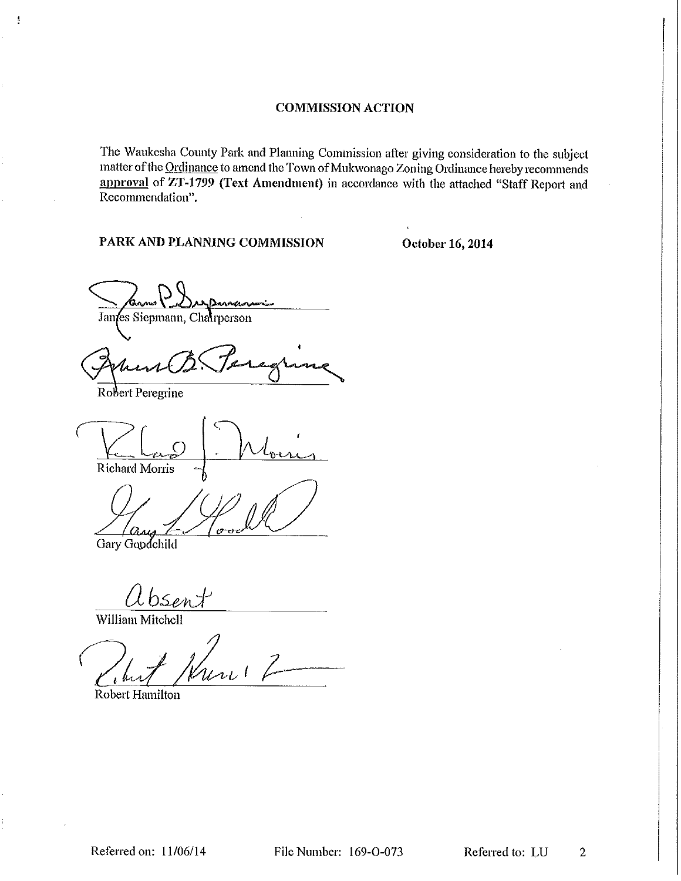## COMMISSION ACTION

The Waukesha County Park and Planning Commission after giving consideration to the subject matter of the Ordinance to amend the Town of Mukwonago Zoning Ordinance hereby recommends **approval** of **ZT-1799 (Text Amendment)** in accordance with the attached "Staff Report and Recommendation".

**PARK AND PLANNING COMMISSION** **October 16, 2014**

James Siepmann, Chairperson

Robert Peregrine

Richard Morris

Gary Goodchild

absent
William Mitchell

Robert Hamilton

Referred on: 11/06/14 File Number: 169-O-073 Referred to: LU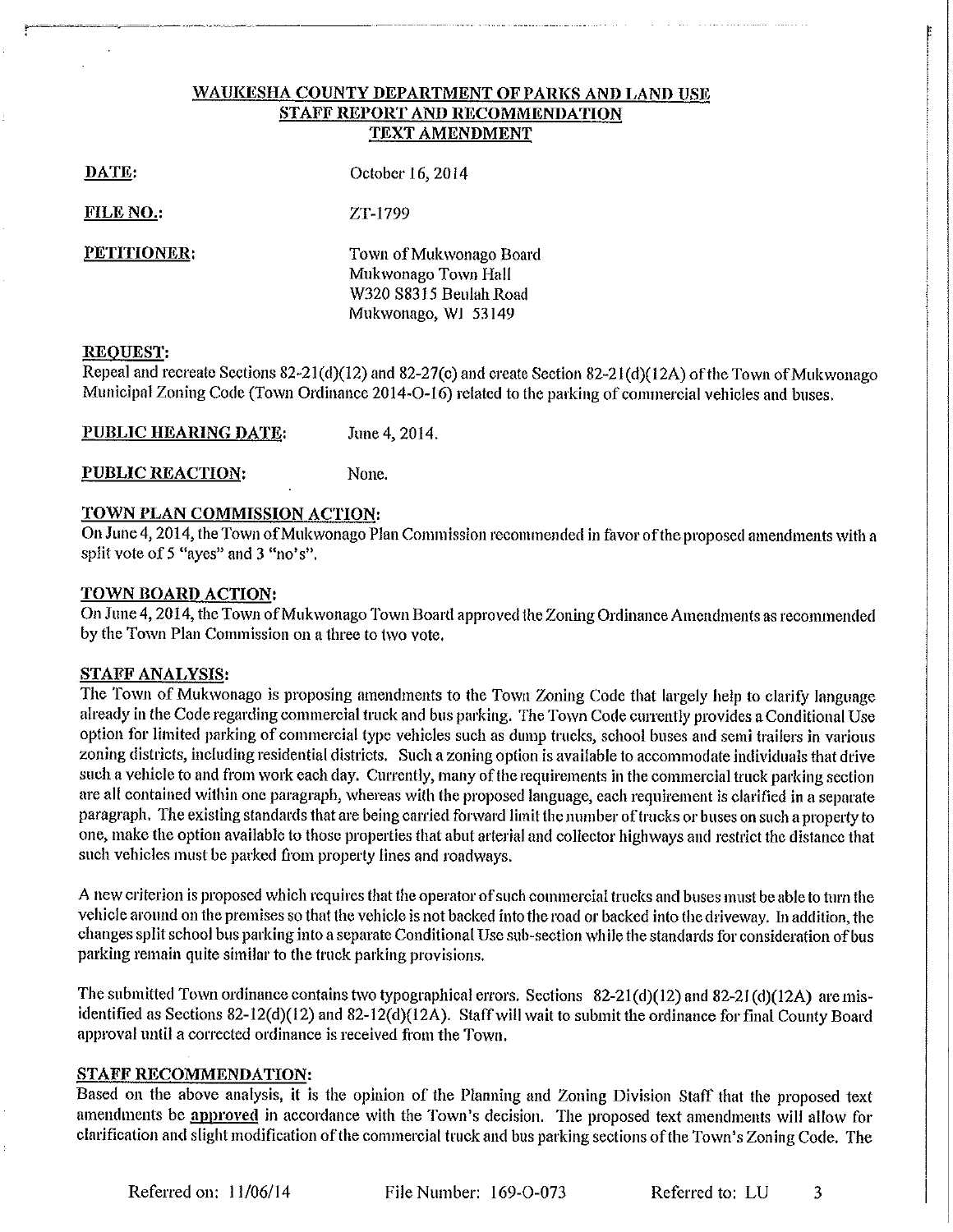# WAUKESHA COUNTY DEPARTMENT OF PARKS AND LAND USE
## STAFF REPORT AND RECOMMENDATION
## TEXT AMENDMENT

**DATE:** October 16, 2014

**FILE NO.:** ZT-1799

**PETITIONER:** Town of Mukwonago Board
Mukwonago Town Hall
W320 S8315 Beulah Road
Mukwonago, WI 53149

**REQUEST:**
Repeal and recreate Sections 82-21(d)(12) and 82-27(c) and create Section 82-21(d)(12A) of the Town of Mukwonago Municipal Zoning Code (Town Ordinance 2014-O-16) related to the parking of commercial vehicles and buses.

**PUBLIC HEARING DATE:** June 4, 2014.

**PUBLIC REACTION:** None.

**TOWN PLAN COMMISSION ACTION:**
On June 4, 2014, the Town of Mukwonago Plan Commission recommended in favor of the proposed amendments with a split vote of 5 "ayes" and 3 "no's".

**TOWN BOARD ACTION:**
On June 4, 2014, the Town of Mukwonago Town Board approved the Zoning Ordinance Amendments as recommended by the Town Plan Commission on a three to two vote.

**STAFF ANALYSIS:**
The Town of Mukwonago is proposing amendments to the Town Zoning Code that largely help to clarify language already in the Code regarding commercial truck and bus parking. The Town Code currently provides a Conditional Use option for limited parking of commercial type vehicles such as dump trucks, school buses and semi trailers in various zoning districts, including residential districts. Such a zoning option is available to accommodate individuals that drive such a vehicle to and from work each day. Currently, many of the requirements in the commercial truck parking section are all contained within one paragraph, whereas with the proposed language, each requirement is clarified in a separate paragraph. The existing standards that are being carried forward limit the number of trucks or buses on such a property to one, make the option available to those properties that abut arterial and collector highways and restrict the distance that such vehicles must be parked from property lines and roadways.

A new criterion is proposed which requires that the operator of such commercial trucks and buses must be able to turn the vehicle around on the premises so that the vehicle is not backed into the road or backed into the driveway. In addition, the changes split school bus parking into a separate Conditional Use sub-section while the standards for consideration of bus parking remain quite similar to the truck parking provisions.

The submitted Town ordinance contains two typographical errors. Sections 82-21(d)(12) and 82-21(d)(12A) are mis-identified as Sections 82-12(d)(12) and 82-12(d)(12A). Staff will wait to submit the ordinance for final County Board approval until a corrected ordinance is received from the Town.

**STAFF RECOMMENDATION:**
Based on the above analysis, it is the opinion of the Planning and Zoning Division Staff that the proposed text amendments be **approved** in accordance with the Town's decision. The proposed text amendments will allow for clarification and slight modification of the commercial truck and bus parking sections of the Town's Zoning Code. The

Referred on: 11/06/14 File Number: 169-O-073 Referred to: LU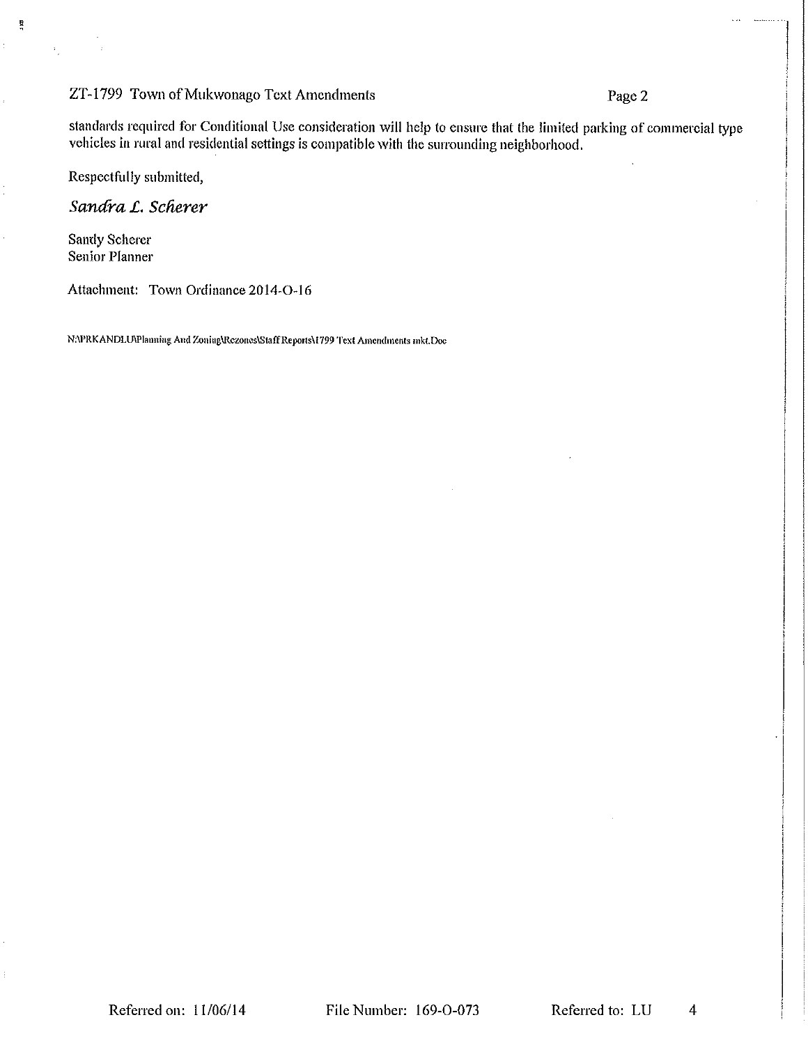standards required for Conditional Use consideration will help to ensure that the limited parking of commercial type vehicles in rural and residential settings is compatible with the surrounding neighborhood.

Respectfully submitted,

*Sandra L. Scherer*

Sandy Scherer
Senior Planner

Attachment: Town Ordinance 2014-O-16

N:\PRKANDLU\Planning And Zoning\Rezones\Staff Reports\1799 Text Amendments mkt.Doc

Referred on: 11/06/14 File Number: 169-O-073 Referred to: LU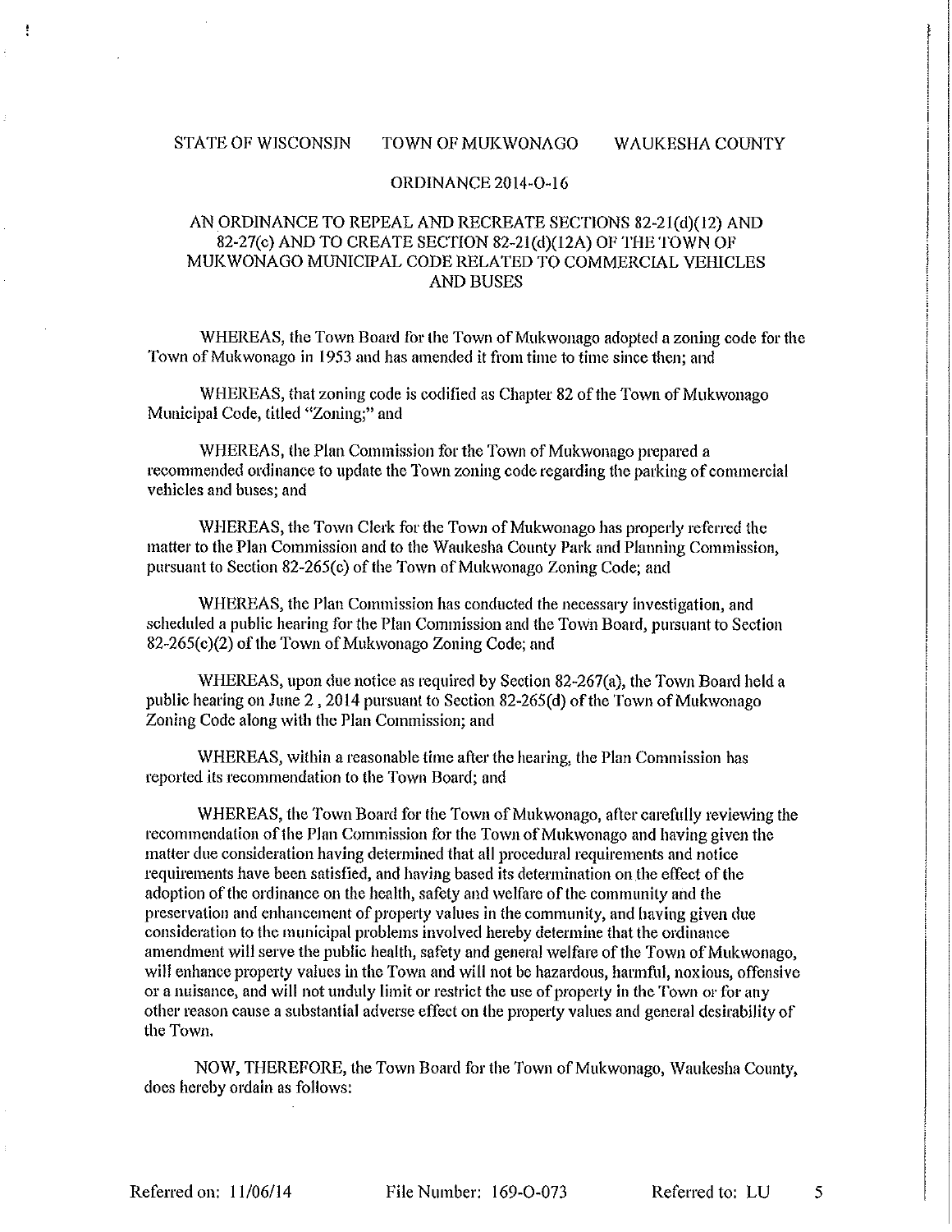STATE OF WISCONSIN TOWN OF MUKWONAGO WAUKESHA COUNTY

ORDINANCE 2014-O-16

AN ORDINANCE TO REPEAL AND RECREATE SECTIONS 82-21(d)(12) AND 82-27(c) AND TO CREATE SECTION 82-21(d)(12A) OF THE TOWN OF MUKWONAGO MUNICIPAL CODE RELATED TO COMMERCIAL VEHICLES AND BUSES

WHEREAS, the Town Board for the Town of Mukwonago adopted a zoning code for the Town of Mukwonago in 1953 and has amended it from time to time since then; and

WHEREAS, that zoning code is codified as Chapter 82 of the Town of Mukwonago Municipal Code, titled "Zoning;" and

WHEREAS, the Plan Commission for the Town of Mukwonago prepared a recommended ordinance to update the Town zoning code regarding the parking of commercial vehicles and buses; and

WHEREAS, the Town Clerk for the Town of Mukwonago has properly referred the matter to the Plan Commission and to the Waukesha County Park and Planning Commission, pursuant to Section 82-265(c) of the Town of Mukwonago Zoning Code; and

WHEREAS, the Plan Commission has conducted the necessary investigation, and scheduled a public hearing for the Plan Commission and the Town Board, pursuant to Section 82-265(c)(2) of the Town of Mukwonago Zoning Code; and

WHEREAS, upon due notice as required by Section 82-267(a), the Town Board held a public hearing on June 2 , 2014 pursuant to Section 82-265(d) of the Town of Mukwonago Zoning Code along with the Plan Commission; and

WHEREAS, within a reasonable time after the hearing, the Plan Commission has reported its recommendation to the Town Board; and

WHEREAS, the Town Board for the Town of Mukwonago, after carefully reviewing the recommendation of the Plan Commission for the Town of Mukwonago and having given the matter due consideration having determined that all procedural requirements and notice requirements have been satisfied, and having based its determination on the effect of the adoption of the ordinance on the health, safety and welfare of the community and the preservation and enhancement of property values in the community, and having given due consideration to the municipal problems involved hereby determine that the ordinance amendment will serve the public health, safety and general welfare of the Town of Mukwonago, will enhance property values in the Town and will not be hazardous, harmful, noxious, offensive or a nuisance, and will not unduly limit or restrict the use of property in the Town or for any other reason cause a substantial adverse effect on the property values and general desirability of the Town.

NOW, THEREFORE, the Town Board for the Town of Mukwonago, Waukesha County, does hereby ordain as follows:

Referred on: 11/06/14 File Number: 169-O-073 Referred to: LU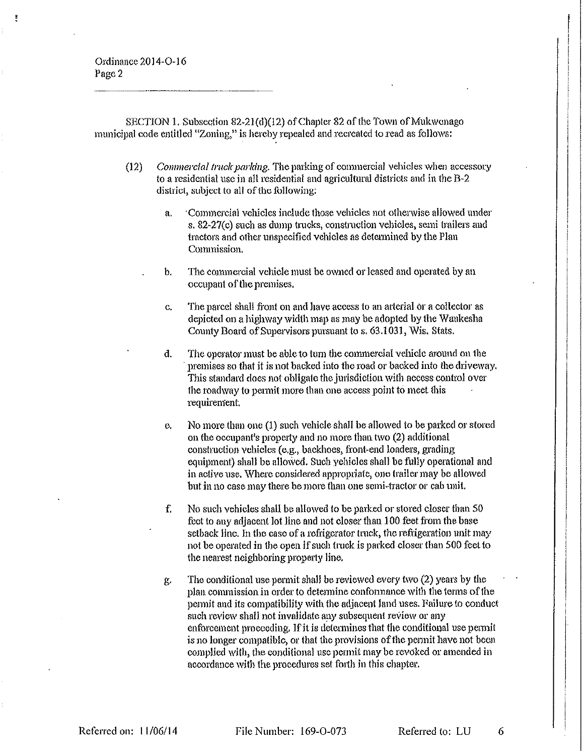SECTION 1. Subsection 82-21(d)(12) of Chapter 82 of the Town of Mukwonago municipal code entitled "Zoning," is hereby repealed and recreated to read as follows:

(12) *Commercial truck parking.* The parking of commercial vehicles when accessory to a residential use in all residential and agricultural districts and in the B-2 district, subject to all of the following:

a. Commercial vehicles include those vehicles not otherwise allowed under s. 82-27(c) such as dump trucks, construction vehicles, semi trailers and tractors and other unspecified vehicles as determined by the Plan Commission.

b. The commercial vehicle must be owned or leased and operated by an occupant of the premises.

c. The parcel shall front on and have access to an arterial or a collector as depicted on a highway width map as may be adopted by the Waukesha County Board of Supervisors pursuant to s. 63.1031, Wis. Stats.

d. The operator must be able to turn the commercial vehicle around on the premises so that it is not backed into the road or backed into the driveway. This standard does not obligate the jurisdiction with access control over the roadway to permit more than one access point to meet this requirement.

e. No more than one (1) such vehicle shall be allowed to be parked or stored on the occupant's property and no more than two (2) additional construction vehicles (e.g., backhoes, front-end loaders, grading equipment) shall be allowed. Such vehicles shall be fully operational and in active use. Where considered appropriate, one trailer may be allowed but in no case may there be more than one semi-tractor or cab unit.

f. No such vehicles shall be allowed to be parked or stored closer than 50 feet to any adjacent lot line and not closer than 100 feet from the base setback line. In the case of a refrigerator truck, the refrigeration unit may not be operated in the open if such truck is parked closer than 500 feet to the nearest neighboring property line.

g. The conditional use permit shall be reviewed every two (2) years by the plan commission in order to determine conformance with the terms of the permit and its compatibility with the adjacent land uses. Failure to conduct such review shall not invalidate any subsequent review or any enforcement proceeding. If it is determines that the conditional use permit is no longer compatible, or that the provisions of the permit have not been complied with, the conditional use permit may be revoked or amended in accordance with the procedures set forth in this chapter.

Referred on: 11/06/14 File Number: 169-O-073 Referred to: LU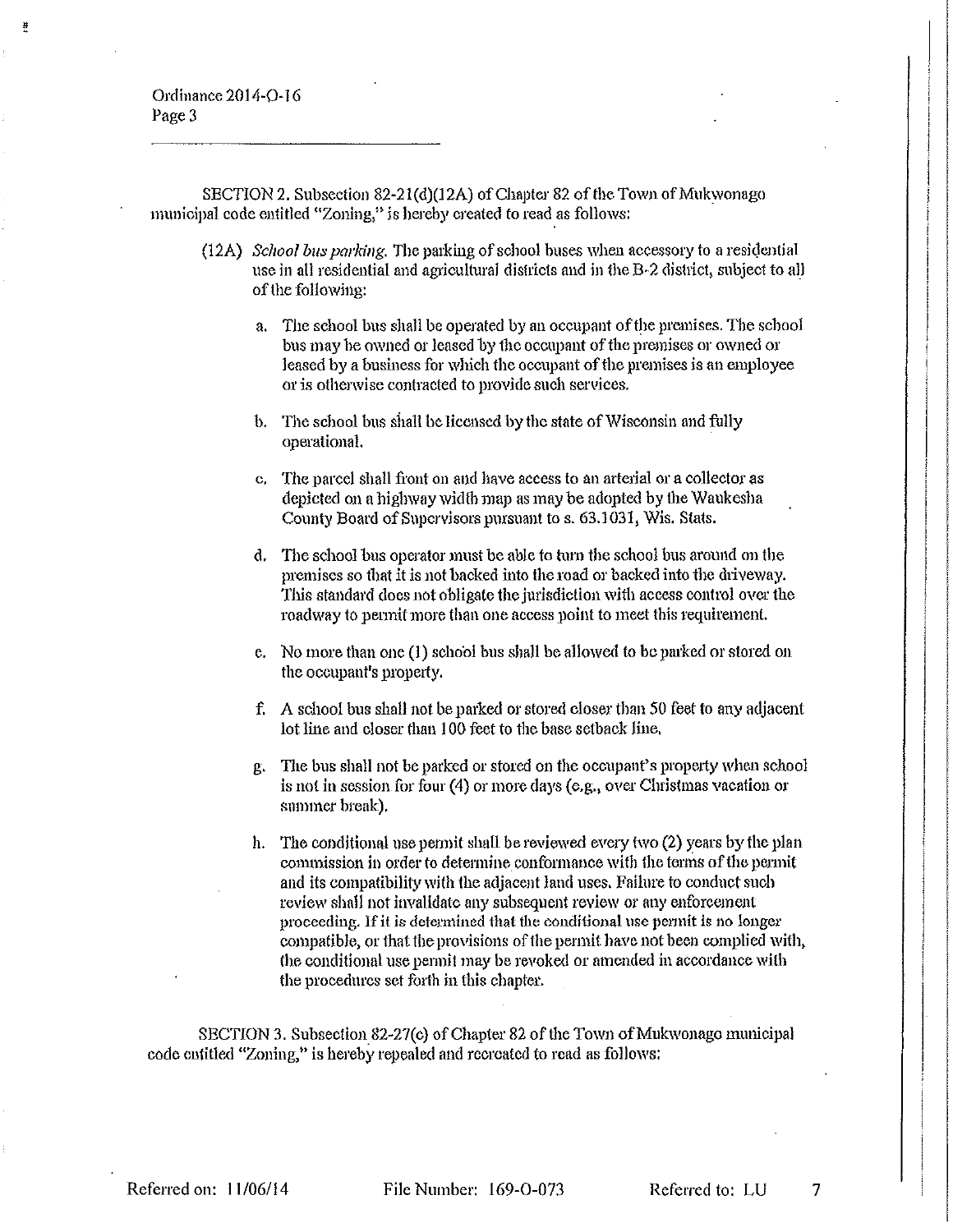SECTION 2. Subsection 82-21(d)(12A) of Chapter 82 of the Town of Mukwonago municipal code entitled "Zoning," is hereby created to read as follows:

(12A) *School bus parking.* The parking of school buses when accessory to a residential use in all residential and agricultural districts and in the B-2 district, subject to all of the following:

a. The school bus shall be operated by an occupant of the premises. The school bus may be owned or leased by the occupant of the premises or owned or leased by a business for which the occupant of the premises is an employee or is otherwise contracted to provide such services.

b. The school bus shall be licensed by the state of Wisconsin and fully operational.

c. The parcel shall front on and have access to an arterial or a collector as depicted on a highway width map as may be adopted by the Waukesha County Board of Supervisors pursuant to s. 63.1031, Wis. Stats.

d. The school bus operator must be able to turn the school bus around on the premises so that it is not backed into the road or backed into the driveway. This standard does not obligate the jurisdiction with access control over the roadway to permit more than one access point to meet this requirement.

e. No more than one (1) school bus shall be allowed to be parked or stored on the occupant's property.

f. A school bus shall not be parked or stored closer than 50 feet to any adjacent lot line and closer than 100 feet to the base setback line.

g. The bus shall not be parked or stored on the occupant's property when school is not in session for four (4) or more days (e.g., over Christmas vacation or summer break).

h. The conditional use permit shall be reviewed every two (2) years by the plan commission in order to determine conformance with the terms of the permit and its compatibility with the adjacent land uses. Failure to conduct such review shall not invalidate any subsequent review or any enforcement proceeding. If it is determined that the conditional use permit is no longer compatible, or that the provisions of the permit have not been complied with, the conditional use permit may be revoked or amended in accordance with the procedures set forth in this chapter.

SECTION 3. Subsection 82-27(c) of Chapter 82 of the Town of Mukwonago municipal code entitled "Zoning," is hereby repealed and recreated to read as follows:

Referred on: 11/06/14 File Number: 169-O-073 Referred to: LU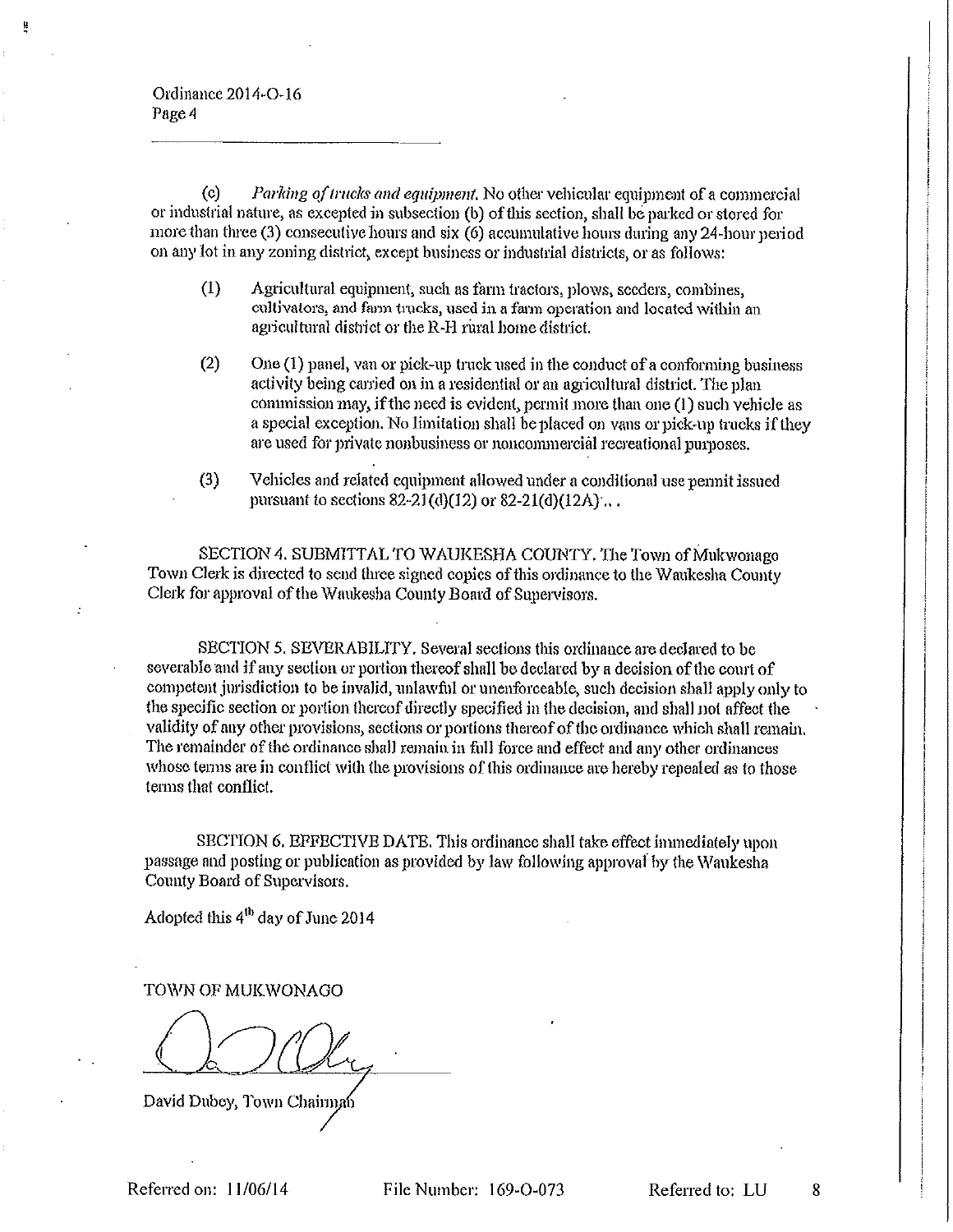(c) *Parking of trucks and equipment.* No other vehicular equipment of a commercial or industrial nature, as excepted in subsection (b) of this section, shall be parked or stored for more than three (3) consecutive hours and six (6) accumulative hours during any 24-hour period on any lot in any zoning district, except business or industrial districts, or as follows:

(1) Agricultural equipment, such as farm tractors, plows, seeders, combines, cultivators, and farm trucks, used in a farm operation and located within an agricultural district or the R-H rural home district.

(2) One (1) panel, van or pick-up truck used in the conduct of a conforming business activity being carried on in a residential or an agricultural district. The plan commission may, if the need is evident, permit more than one (1) such vehicle as a special exception. No limitation shall be placed on vans or pick-up trucks if they are used for private nonbusiness or noncommercial recreational purposes.

(3) Vehicles and related equipment allowed under a conditional use permit issued pursuant to sections 82-21(d)(12) or 82-21(d)(12A)...

SECTION 4. SUBMITTAL TO WAUKESHA COUNTY. The Town of Mukwonago Town Clerk is directed to send three signed copies of this ordinance to the Waukesha County Clerk for approval of the Waukesha County Board of Supervisors.

SECTION 5. SEVERABILITY. Several sections this ordinance are declared to be severable and if any section or portion thereof shall be declared by a decision of the court of competent jurisdiction to be invalid, unlawful or unenforceable, such decision shall apply only to the specific section or portion thereof directly specified in the decision, and shall not affect the validity of any other provisions, sections or portions thereof of the ordinance which shall remain. The remainder of the ordinance shall remain in full force and effect and any other ordinances whose terms are in conflict with the provisions of this ordinance are hereby repealed as to those terms that conflict.

SECTION 6. EFFECTIVE DATE. This ordinance shall take effect immediately upon passage and posting or publication as provided by law following approval by the Waukesha County Board of Supervisors.

Adopted this 4th day of June 2014

TOWN OF MUKWONAGO

David Dubey, Town Chairman

Referred on: 11/06/14 File Number: 169-O-073 Referred to: LU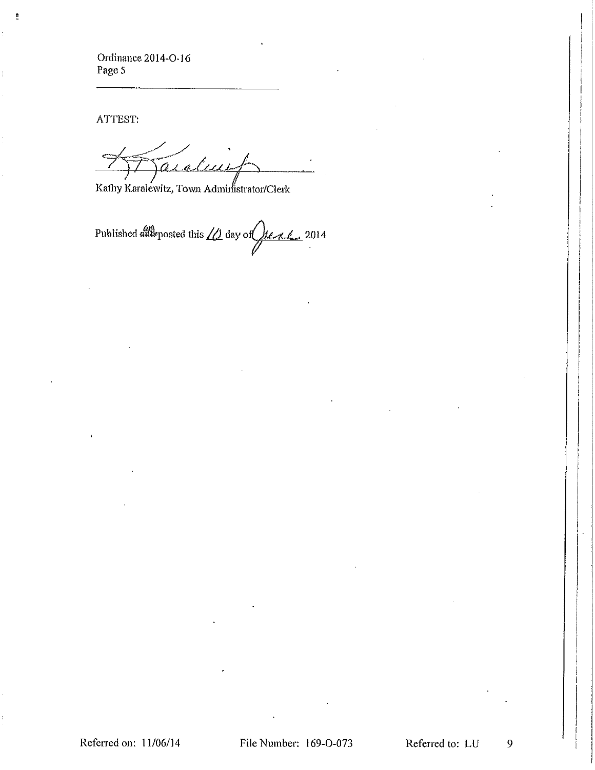Ordinance 2014-O-16
Page 5

---

ATTEST:

Kathy Karalewitz, Town Administrator/Clerk

Published ~~and~~ or posted this 10 day of June, 2014

Referred on: 11/06/14 File Number: 169-O-073 Referred to: LU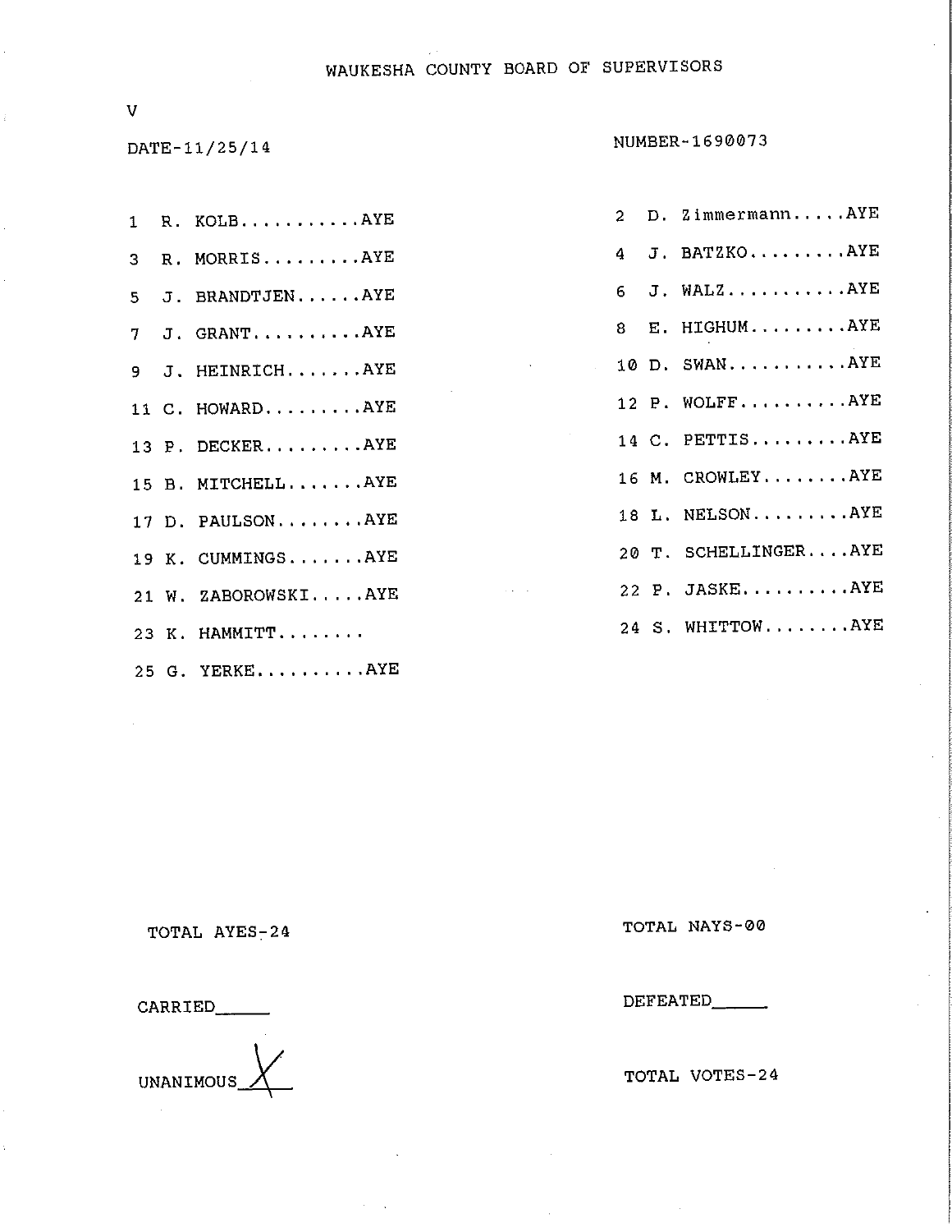WAUKESHA COUNTY BOARD OF SUPERVISORS

V

DATE-11/25/14

NUMBER-1690073

1 R. KOLB...........AYE

2 D. Zimmermann.....AYE

3 R. MORRIS.........AYE

4 J. BATZKO.........AYE

5 J. BRANDTJEN......AYE

6 J. WALZ...........AYE

7 J. GRANT..........AYE

8 E. HIGHUM.........AYE

9 J. HEINRICH.......AYE

10 D. SWAN..........AYE

11 C. HOWARD.........AYE

12 P. WOLFF..........AYE

13 P. DECKER.........AYE

14 C. PETTIS.........AYE

15 B. MITCHELL.......AYE

16 M. CROWLEY........AYE

17 D. PAULSON........AYE

18 L. NELSON.........AYE

19 K. CUMMINGS.......AYE

20 T. SCHELLINGER....AYE

21 W. ZABOROWSKI.....AYE

22 P. JASKE..........AYE

23 K. HAMMITT........

24 S. WHITTOW........AYE

25 G. YERKE..........AYE

TOTAL AYES-24

TOTAL NAYS-00

CARRIED_____

DEFEATED_____

UNANIMOUS X

TOTAL VOTES-24